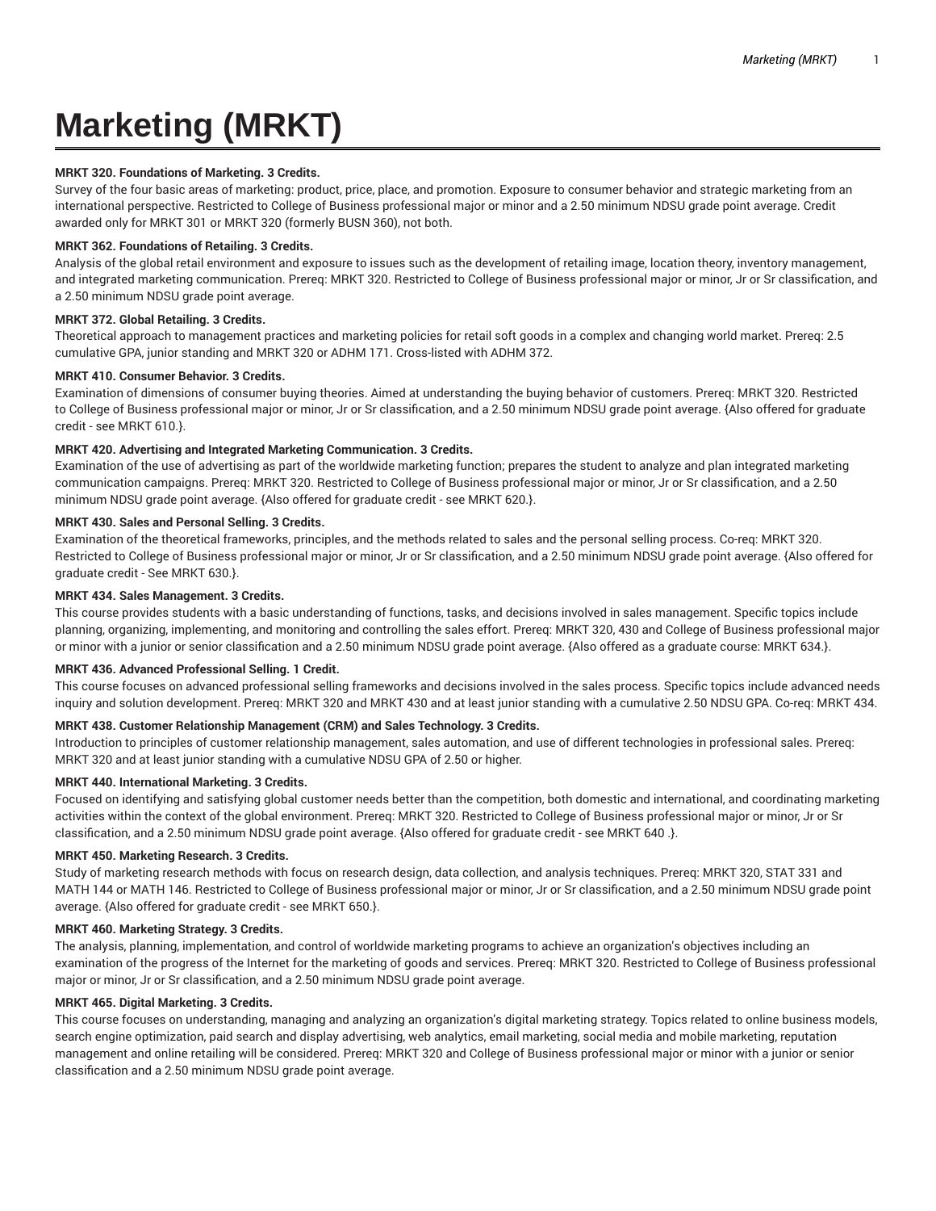# Marketing (MRKT)

**MRKT 320. Foundations of Marketing. 3 Credits.**

Survey of the four basic areas of marketing: product, price, place, and promotion. Exposure to consumer behavior and strategic marketing from an international perspective. Restricted to College of Business professional major or minor and a 2.50 minimum NDSU grade point average. Credit awarded only for MRKT 301 or MRKT 320 (formerly BUSN 360), not both.

**MRKT 362. Foundations of Retailing. 3 Credits.**

Analysis of the global retail environment and exposure to issues such as the development of retailing image, location theory, inventory management, and integrated marketing communication. Prereq: MRKT 320. Restricted to College of Business professional major or minor, Jr or Sr classification, and a 2.50 minimum NDSU grade point average.

**MRKT 372. Global Retailing. 3 Credits.**

Theoretical approach to management practices and marketing policies for retail soft goods in a complex and changing world market. Prereq: 2.5 cumulative GPA, junior standing and MRKT 320 or ADHM 171. Cross-listed with ADHM 372.

**MRKT 410. Consumer Behavior. 3 Credits.**

Examination of dimensions of consumer buying theories. Aimed at understanding the buying behavior of customers. Prereq: MRKT 320. Restricted to College of Business professional major or minor, Jr or Sr classification, and a 2.50 minimum NDSU grade point average. {Also offered for graduate credit - see MRKT 610.}.

**MRKT 420. Advertising and Integrated Marketing Communication. 3 Credits.**

Examination of the use of advertising as part of the worldwide marketing function; prepares the student to analyze and plan integrated marketing communication campaigns. Prereq: MRKT 320. Restricted to College of Business professional major or minor, Jr or Sr classification, and a 2.50 minimum NDSU grade point average. {Also offered for graduate credit - see MRKT 620.}.

**MRKT 430. Sales and Personal Selling. 3 Credits.**

Examination of the theoretical frameworks, principles, and the methods related to sales and the personal selling process. Co-req: MRKT 320. Restricted to College of Business professional major or minor, Jr or Sr classification, and a 2.50 minimum NDSU grade point average. {Also offered for graduate credit - See MRKT 630.}.

**MRKT 434. Sales Management. 3 Credits.**

This course provides students with a basic understanding of functions, tasks, and decisions involved in sales management. Specific topics include planning, organizing, implementing, and monitoring and controlling the sales effort. Prereq: MRKT 320, 430 and College of Business professional major or minor with a junior or senior classification and a 2.50 minimum NDSU grade point average. {Also offered as a graduate course: MRKT 634.}.

**MRKT 436. Advanced Professional Selling. 1 Credit.**

This course focuses on advanced professional selling frameworks and decisions involved in the sales process. Specific topics include advanced needs inquiry and solution development. Prereq: MRKT 320 and MRKT 430 and at least junior standing with a cumulative 2.50 NDSU GPA. Co-req: MRKT 434.

**MRKT 438. Customer Relationship Management (CRM) and Sales Technology. 3 Credits.**

Introduction to principles of customer relationship management, sales automation, and use of different technologies in professional sales. Prereq: MRKT 320 and at least junior standing with a cumulative NDSU GPA of 2.50 or higher.

**MRKT 440. International Marketing. 3 Credits.**

Focused on identifying and satisfying global customer needs better than the competition, both domestic and international, and coordinating marketing activities within the context of the global environment. Prereq: MRKT 320. Restricted to College of Business professional major or minor, Jr or Sr classification, and a 2.50 minimum NDSU grade point average. {Also offered for graduate credit - see MRKT 640 .}.

**MRKT 450. Marketing Research. 3 Credits.**

Study of marketing research methods with focus on research design, data collection, and analysis techniques. Prereq: MRKT 320, STAT 331 and MATH 144 or MATH 146. Restricted to College of Business professional major or minor, Jr or Sr classification, and a 2.50 minimum NDSU grade point average. {Also offered for graduate credit - see MRKT 650.}.

**MRKT 460. Marketing Strategy. 3 Credits.**

The analysis, planning, implementation, and control of worldwide marketing programs to achieve an organization's objectives including an examination of the progress of the Internet for the marketing of goods and services. Prereq: MRKT 320. Restricted to College of Business professional major or minor, Jr or Sr classification, and a 2.50 minimum NDSU grade point average.

**MRKT 465. Digital Marketing. 3 Credits.**

This course focuses on understanding, managing and analyzing an organization's digital marketing strategy. Topics related to online business models, search engine optimization, paid search and display advertising, web analytics, email marketing, social media and mobile marketing, reputation management and online retailing will be considered. Prereq: MRKT 320 and College of Business professional major or minor with a junior or senior classification and a 2.50 minimum NDSU grade point average.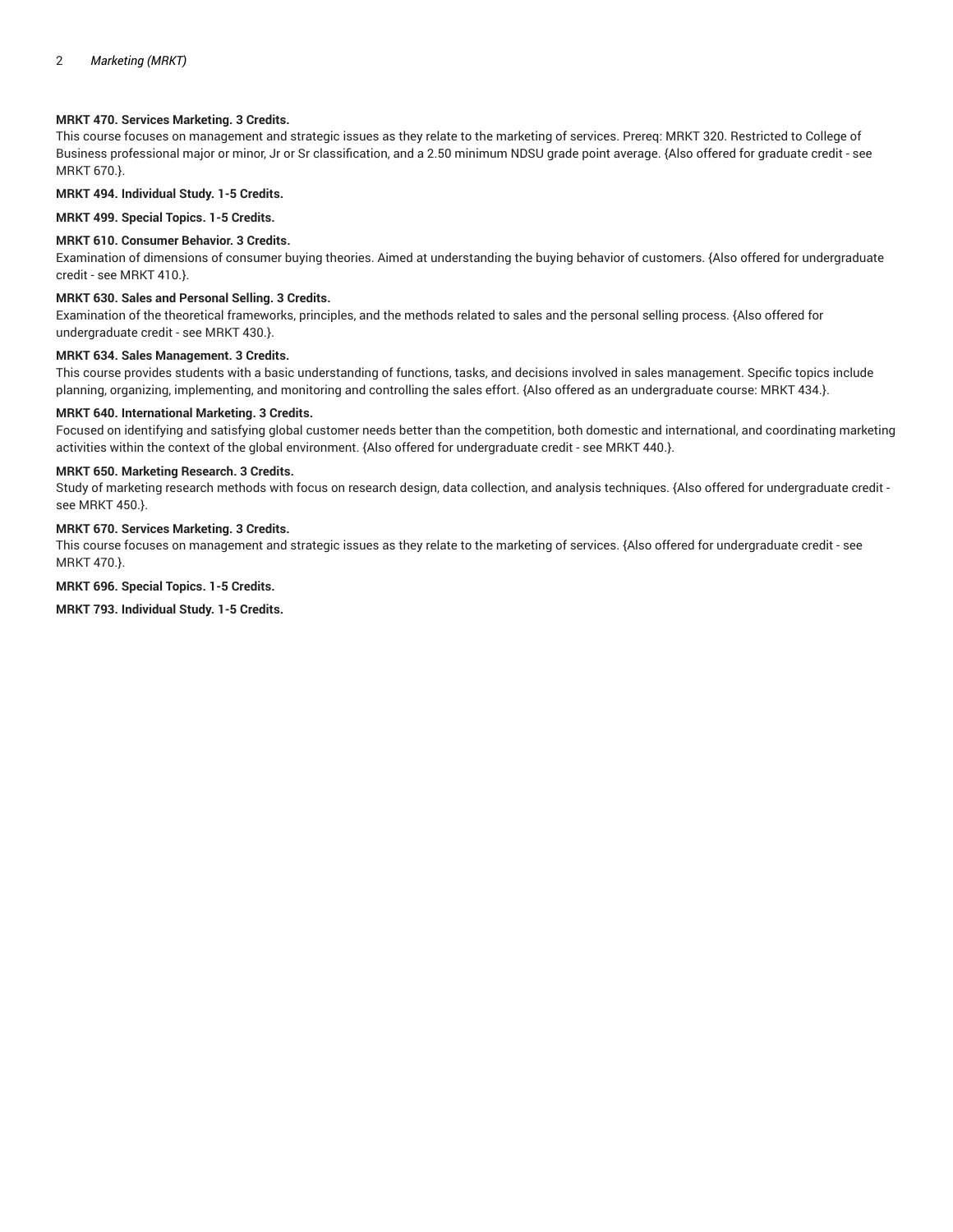**MRKT 470. Services Marketing. 3 Credits.**
This course focuses on management and strategic issues as they relate to the marketing of services. Prereq: MRKT 320. Restricted to College of Business professional major or minor, Jr or Sr classification, and a 2.50 minimum NDSU grade point average. {Also offered for graduate credit - see MRKT 670.}.

**MRKT 494. Individual Study. 1-5 Credits.**

**MRKT 499. Special Topics. 1-5 Credits.**

**MRKT 610. Consumer Behavior. 3 Credits.**
Examination of dimensions of consumer buying theories. Aimed at understanding the buying behavior of customers. {Also offered for undergraduate credit - see MRKT 410.}.

**MRKT 630. Sales and Personal Selling. 3 Credits.**
Examination of the theoretical frameworks, principles, and the methods related to sales and the personal selling process. {Also offered for undergraduate credit - see MRKT 430.}.

**MRKT 634. Sales Management. 3 Credits.**
This course provides students with a basic understanding of functions, tasks, and decisions involved in sales management. Specific topics include planning, organizing, implementing, and monitoring and controlling the sales effort. {Also offered as an undergraduate course: MRKT 434.}.

**MRKT 640. International Marketing. 3 Credits.**
Focused on identifying and satisfying global customer needs better than the competition, both domestic and international, and coordinating marketing activities within the context of the global environment. {Also offered for undergraduate credit - see MRKT 440.}.

**MRKT 650. Marketing Research. 3 Credits.**
Study of marketing research methods with focus on research design, data collection, and analysis techniques. {Also offered for undergraduate credit - see MRKT 450.}.

**MRKT 670. Services Marketing. 3 Credits.**
This course focuses on management and strategic issues as they relate to the marketing of services. {Also offered for undergraduate credit - see MRKT 470.}.

**MRKT 696. Special Topics. 1-5 Credits.**

**MRKT 793. Individual Study. 1-5 Credits.**